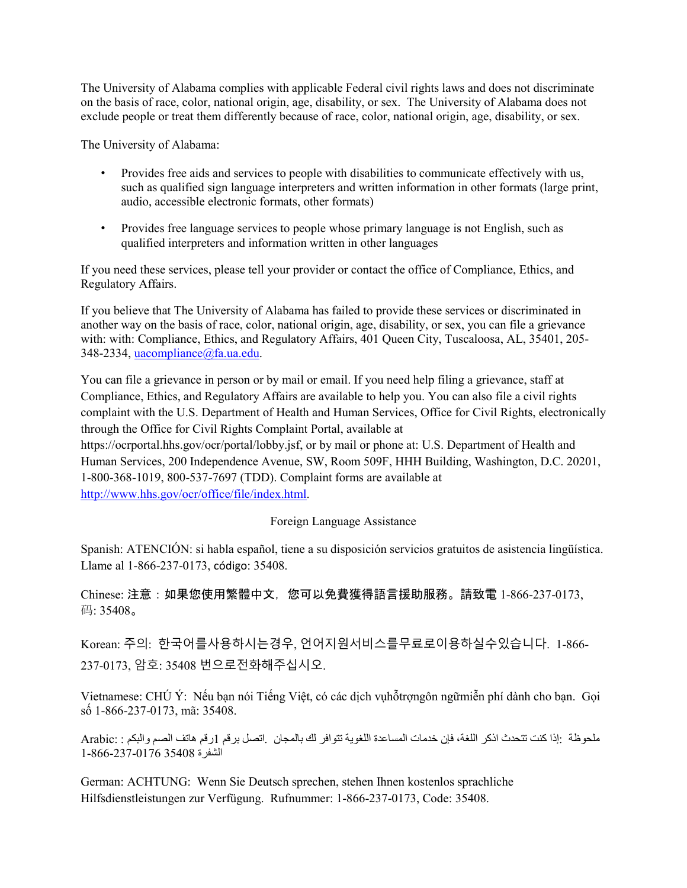The University of Alabama complies with applicable Federal civil rights laws and does not discriminate on the basis of race, color, national origin, age, disability, or sex. The University of Alabama does not exclude people or treat them differently because of race, color, national origin, age, disability, or sex.

The University of Alabama:

- Provides free aids and services to people with disabilities to communicate effectively with us, such as qualified sign language interpreters and written information in other formats (large print, audio, accessible electronic formats, other formats)
- Provides free language services to people whose primary language is not English, such as qualified interpreters and information written in other languages

If you need these services, please tell your provider or contact the office of Compliance, Ethics, and Regulatory Affairs.

If you believe that The University of Alabama has failed to provide these services or discriminated in another way on the basis of race, color, national origin, age, disability, or sex, you can file a grievance with: with: Compliance, Ethics, and Regulatory Affairs, 401 Queen City, Tuscaloosa, AL, 35401, 205-348-2334, uacompliance@fa.ua.edu.

You can file a grievance in person or by mail or email. If you need help filing a grievance, staff at Compliance, Ethics, and Regulatory Affairs are available to help you. You can also file a civil rights complaint with the U.S. Department of Health and Human Services, Office for Civil Rights, electronically through the Office for Civil Rights Complaint Portal, available at https://ocrportal.hhs.gov/ocr/portal/lobby.jsf, or by mail or phone at: U.S. Department of Health and Human Services, 200 Independence Avenue, SW, Room 509F, HHH Building, Washington, D.C. 20201, 1-800-368-1019, 800-537-7697 (TDD). Complaint forms are available at http://www.hhs.gov/ocr/office/file/index.html.

Foreign Language Assistance

Spanish: ATENCIÓN: si habla español, tiene a su disposición servicios gratuitos de asistencia lingüística. Llame al 1-866-237-0173, código: 35408.

Chinese: 注意：如果您使用繁體中文，您可以免費獲得語言援助服務。請致電 1-866-237-0173, 码: 35408。

Korean: 주의: 한국어를사용하시는경우, 언어지원서비스를무료로이용하실수있습니다. 1-866-237-0173, 암호: 35408 번으로전화해주십시오.

Vietnamese: CHÚ Ý: Nếu bạn nói Tiếng Việt, có các dịch vụhỗtrợngôn ngữmiễn phí dành cho bạn. Gọi số 1-866-237-0173, mã: 35408.

Arabic: ملحوظة :إذا كنت تتحدث اذكر اللغة، فإن خدمات المساعدة اللغوية تتوافر لك بالمجان. اتصل برقم 1رقم هاتف الصم والبكم : 1-866-237-0176 الشفرة 35408

German: ACHTUNG: Wenn Sie Deutsch sprechen, stehen Ihnen kostenlos sprachliche Hilfsdienstleistungen zur Verfügung. Rufnummer: 1-866-237-0173, Code: 35408.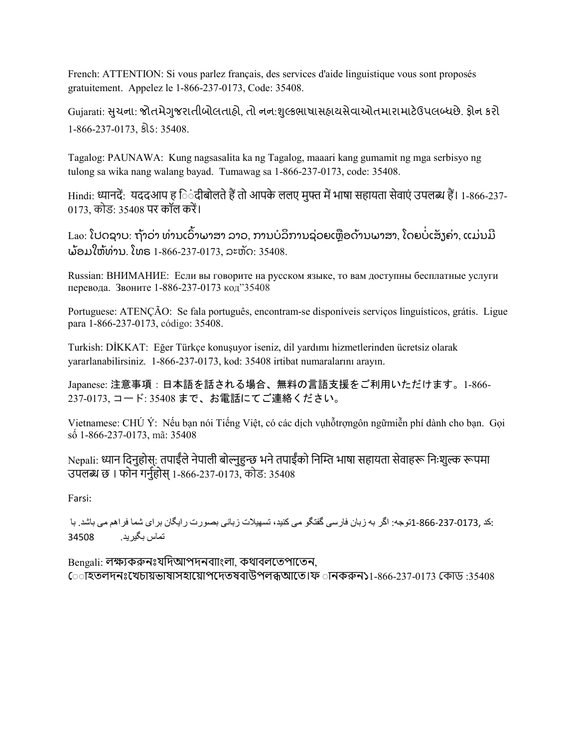French: ATTENTION: Si vous parlez français, des services d'aide linguistique vous sont proposés gratuitement. Appelez le 1-866-237-0173, Code: 35408.

Gujarati: સુચના: જોતમેગુજરાતીબોલતાહો, તો નન:શુલ્કભાષાસહાયસેવાઓતમારામાટેઉપલબ્ધછે. ફોન કરો 1-866-237-0173, કોડ: 35408.

Tagalog: PAUNAWA: Kung nagsasalita ka ng Tagalog, maaari kang gumamit ng mga serbisyo ng tulong sa wika nang walang bayad. Tumawag sa 1-866-237-0173, code: 35408.

Hindi: ध्यानदें: यददआप ह िंदीबोलते हैं तो आपके ललए मुफ्त में भाषा सहायता सेवाएं उपलब्ध हैं। 1-866-237-0173, कोड: 35408 पर कॉल करें।

Lao: ໂປດຊາບ: ຖ້າວ່າ ທ່ານເວົ້າພາສາ ລາວ, ການບໍລິການຊ່ວຍເຫຼືອດ້ານພາສາ, ໂດຍບໍ່ເສັຽຄ່າ, ແມ່ນມີພ້ອມໃຫ້ທ່ານ. ໂທຣ 1-866-237-0173, ລະຫັດ: 35408.

Russian: ВНИМАНИЕ: Если вы говорите на русском языке, то вам доступны бесплатные услуги перевода. Звоните 1-886-237-0173 код"35408

Portuguese: ATENÇÃO: Se fala português, encontram-se disponíveis serviços linguísticos, grátis. Ligue para 1-866-237-0173, código: 35408.

Turkish: DİKKAT: Eğer Türkçe konuşuyor iseniz, dil yardımı hizmetlerinden ücretsiz olarak yararlanabilirsiniz. 1-866-237-0173, kod: 35408 irtibat numaralarını arayın.

Japanese: 注意事項：日本語を話される場合、無料の言語支援をご利用いただけます。1-866-237-0173, コード: 35408 まで、お電話にてご連絡ください。

Vietnamese: CHÚ Ý: Nếu bạn nói Tiếng Việt, có các dịch vụhỗtrợngôn ngữmiễn phí dành cho bạn. Gọi số 1-866-237-0173, mã: 35408

Nepali: ध्यान दिनुहोस्: तपाईंले नेपाली बोल्नुहुन्छ भने तपाईंको निम्ति भाषा सहायता सेवाहरू निःशुल्क रूपमा उपलब्ध छ । फोन गर्नुहोस् 1-866-237-0173, कोड: 35408

Farsi:

توجه: اگر به زبان فارسی گفتگو می کنید، تسهیلات زبانی بصورت رایگان برای شما فراهم می باشد. با 1-866-237-0173, کد: 34508 تماس بگیرید.

Bengali: লক্ষ্যকরুনঃযদিআপদনবাাংলা, কথাবলতেপাতেন, োহতলদনঃখেচায়ভাষাসহায়োপদেতষবাউপলব্ধআতে।ফ ানকরুন১1-866-237-0173 কোড :35408